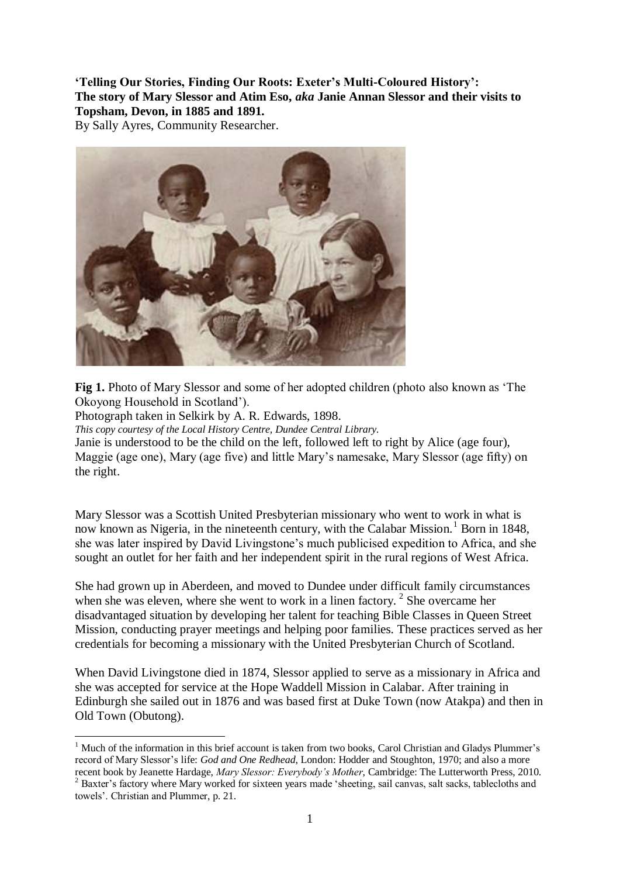**'Telling Our Stories, Finding Our Roots: Exeter's Multi-Coloured History': The story of Mary Slessor and Atim Eso, *aka* Janie Annan Slessor and their visits to Topsham, Devon, in 1885 and 1891.**

By Sally Ayres, Community Researcher.

**Fig 1.** Photo of Mary Slessor and some of her adopted children (photo also known as 'The Okoyong Household in Scotland').

Photograph taken in Selkirk by A. R. Edwards, 1898.

*This copy courtesy of the Local History Centre, Dundee Central Library.*

Janie is understood to be the child on the left, followed left to right by Alice (age four), Maggie (age one), Mary (age five) and little Mary's namesake, Mary Slessor (age fifty) on the right.

Mary Slessor was a Scottish United Presbyterian missionary who went to work in what is now known as Nigeria, in the nineteenth century, with the Calabar Mission.[1] Born in 1848, she was later inspired by David Livingstone's much publicised expedition to Africa, and she sought an outlet for her faith and her independent spirit in the rural regions of West Africa.

She had grown up in Aberdeen, and moved to Dundee under difficult family circumstances when she was eleven, where she went to work in a linen factory.[2] She overcame her disadvantaged situation by developing her talent for teaching Bible Classes in Queen Street Mission, conducting prayer meetings and helping poor families. These practices served as her credentials for becoming a missionary with the United Presbyterian Church of Scotland.

When David Livingstone died in 1874, Slessor applied to serve as a missionary in Africa and she was accepted for service at the Hope Waddell Mission in Calabar. After training in Edinburgh she sailed out in 1876 and was based first at Duke Town (now Atakpa) and then in Old Town (Obutong).

[1] Much of the information in this brief account is taken from two books, Carol Christian and Gladys Plummer's record of Mary Slessor's life: *God and One Redhead*, London: Hodder and Stoughton, 1970; and also a more recent book by Jeanette Hardage, *Mary Slessor: Everybody's Mother*, Cambridge: The Lutterworth Press, 2010.

[2] Baxter's factory where Mary worked for sixteen years made 'sheeting, sail canvas, salt sacks, tablecloths and towels'. Christian and Plummer, p. 21.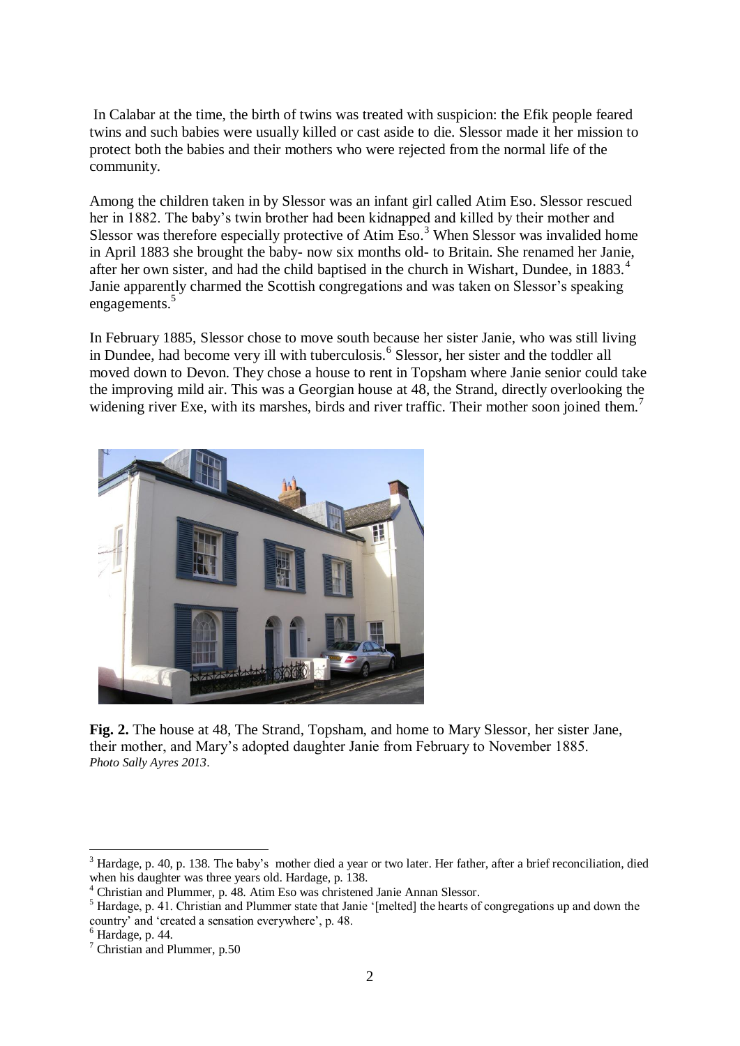In Calabar at the time, the birth of twins was treated with suspicion: the Efik people feared twins and such babies were usually killed or cast aside to die. Slessor made it her mission to protect both the babies and their mothers who were rejected from the normal life of the community.

Among the children taken in by Slessor was an infant girl called Atim Eso. Slessor rescued her in 1882. The baby's twin brother had been kidnapped and killed by their mother and Slessor was therefore especially protective of Atim Eso.[3] When Slessor was invalided home in April 1883 she brought the baby- now six months old- to Britain. She renamed her Janie, after her own sister, and had the child baptised in the church in Wishart, Dundee, in 1883.[4] Janie apparently charmed the Scottish congregations and was taken on Slessor's speaking engagements.[5]

In February 1885, Slessor chose to move south because her sister Janie, who was still living in Dundee, had become very ill with tuberculosis.[6] Slessor, her sister and the toddler all moved down to Devon. They chose a house to rent in Topsham where Janie senior could take the improving mild air. This was a Georgian house at 48, the Strand, directly overlooking the widening river Exe, with its marshes, birds and river traffic. Their mother soon joined them.[7]

**Fig. 2.** The house at 48, The Strand, Topsham, and home to Mary Slessor, her sister Jane, their mother, and Mary's adopted daughter Janie from February to November 1885. *Photo Sally Ayres 2013*.

---

[3] Hardage, p. 40, p. 138. The baby's mother died a year or two later. Her father, after a brief reconciliation, died when his daughter was three years old. Hardage, p. 138.

[4] Christian and Plummer, p. 48. Atim Eso was christened Janie Annan Slessor.

[5] Hardage, p. 41. Christian and Plummer state that Janie '[melted] the hearts of congregations up and down the country' and 'created a sensation everywhere', p. 48.

[6] Hardage, p. 44.

[7] Christian and Plummer, p.50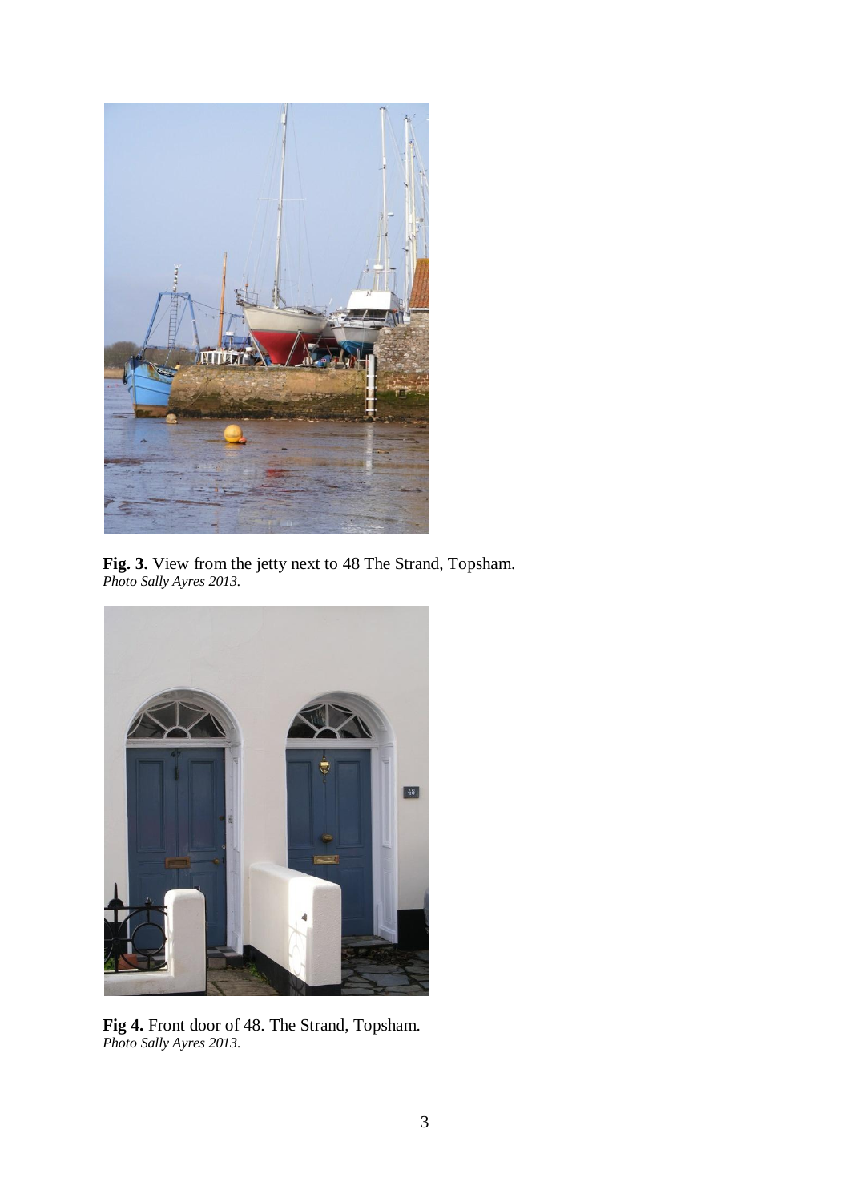**Fig. 3.** View from the jetty next to 48 The Strand, Topsham.
*Photo Sally Ayres 2013.*

**Fig 4.** Front door of 48. The Strand, Topsham.
*Photo Sally Ayres 2013.*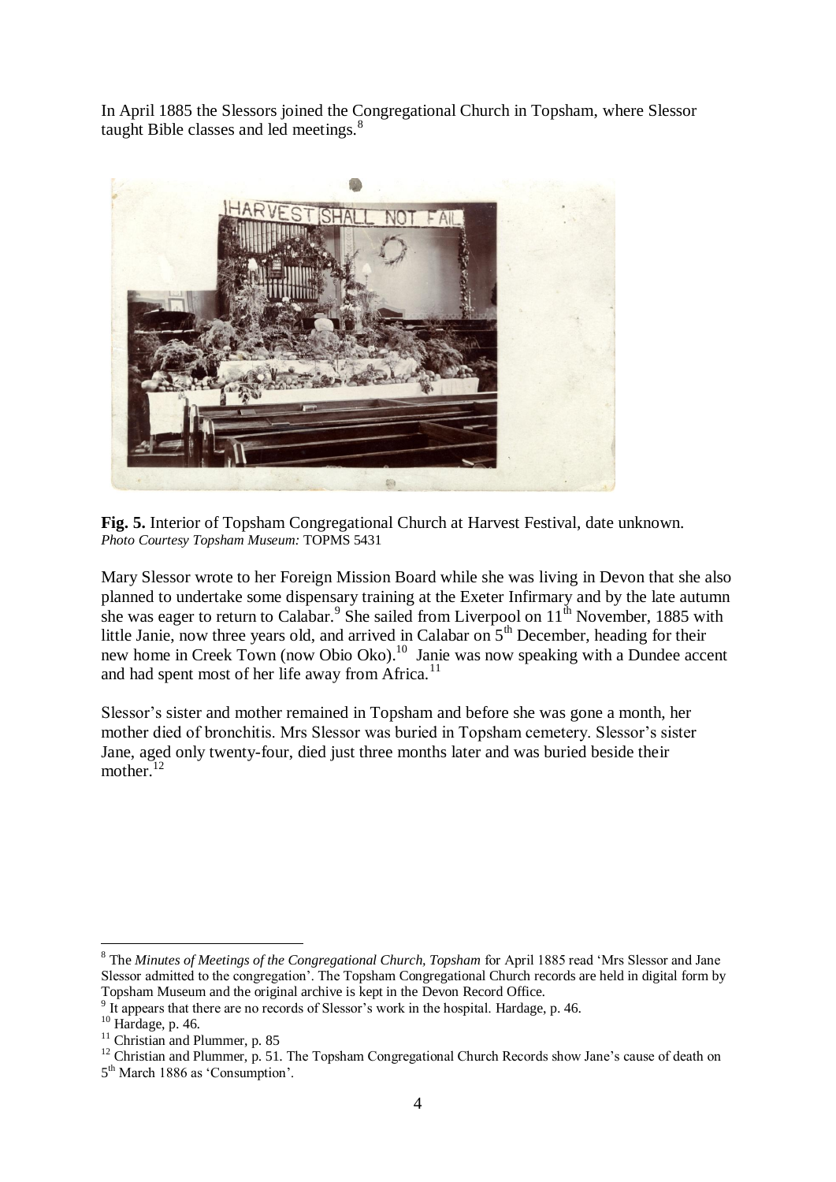In April 1885 the Slessors joined the Congregational Church in Topsham, where Slessor taught Bible classes and led meetings.[8]

**Fig. 5.** Interior of Topsham Congregational Church at Harvest Festival, date unknown.
*Photo Courtesy Topsham Museum:* TOPMS 5431

Mary Slessor wrote to her Foreign Mission Board while she was living in Devon that she also planned to undertake some dispensary training at the Exeter Infirmary and by the late autumn she was eager to return to Calabar.[9] She sailed from Liverpool on 11th November, 1885 with little Janie, now three years old, and arrived in Calabar on 5th December, heading for their new home in Creek Town (now Obio Oko).[10] Janie was now speaking with a Dundee accent and had spent most of her life away from Africa.[11]

Slessor's sister and mother remained in Topsham and before she was gone a month, her mother died of bronchitis. Mrs Slessor was buried in Topsham cemetery. Slessor's sister Jane, aged only twenty-four, died just three months later and was buried beside their mother.[12]

---

[8] The *Minutes of Meetings of the Congregational Church, Topsham* for April 1885 read 'Mrs Slessor and Jane Slessor admitted to the congregation'. The Topsham Congregational Church records are held in digital form by Topsham Museum and the original archive is kept in the Devon Record Office.

[9] It appears that there are no records of Slessor's work in the hospital. Hardage, p. 46.

[10] Hardage, p. 46.

[11] Christian and Plummer, p. 85

[12] Christian and Plummer, p. 51. The Topsham Congregational Church Records show Jane's cause of death on 5th March 1886 as 'Consumption'.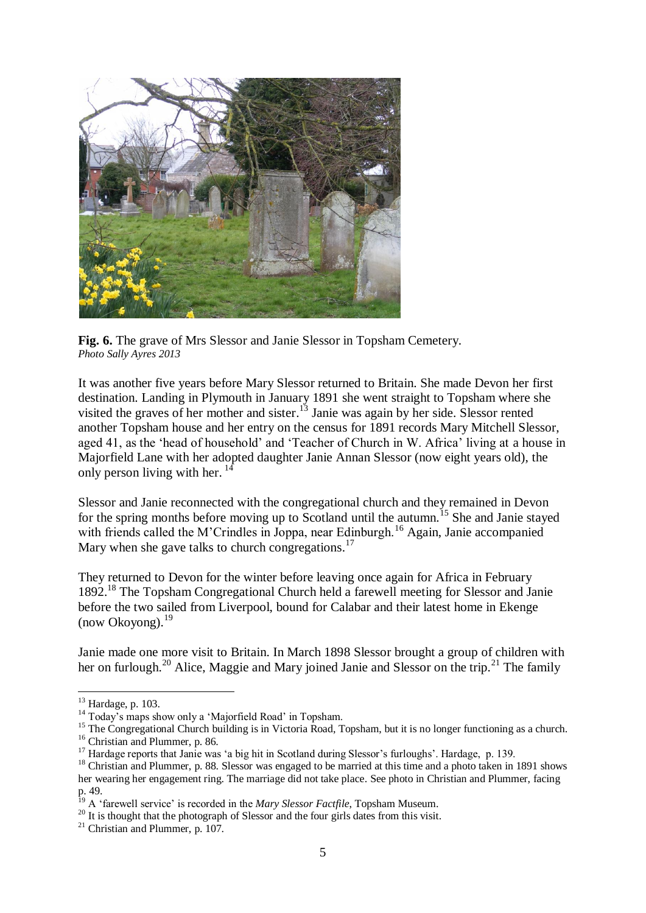**Fig. 6.** The grave of Mrs Slessor and Janie Slessor in Topsham Cemetery.
*Photo Sally Ayres 2013*

It was another five years before Mary Slessor returned to Britain. She made Devon her first destination. Landing in Plymouth in January 1891 she went straight to Topsham where she visited the graves of her mother and sister.[13] Janie was again by her side. Slessor rented another Topsham house and her entry on the census for 1891 records Mary Mitchell Slessor, aged 41, as the 'head of household' and 'Teacher of Church in W. Africa' living at a house in Majorfield Lane with her adopted daughter Janie Annan Slessor (now eight years old), the only person living with her.[14]

Slessor and Janie reconnected with the congregational church and they remained in Devon for the spring months before moving up to Scotland until the autumn.[15] She and Janie stayed with friends called the M'Crindles in Joppa, near Edinburgh.[16] Again, Janie accompanied Mary when she gave talks to church congregations.[17]

They returned to Devon for the winter before leaving once again for Africa in February 1892.[18] The Topsham Congregational Church held a farewell meeting for Slessor and Janie before the two sailed from Liverpool, bound for Calabar and their latest home in Ekenge (now Okoyong).[19]

Janie made one more visit to Britain. In March 1898 Slessor brought a group of children with her on furlough.[20] Alice, Maggie and Mary joined Janie and Slessor on the trip.[21] The family

---

[13] Hardage, p. 103.

[14] Today's maps show only a 'Majorfield Road' in Topsham.

[15] The Congregational Church building is in Victoria Road, Topsham, but it is no longer functioning as a church.

[16] Christian and Plummer, p. 86.

[17] Hardage reports that Janie was 'a big hit in Scotland during Slessor's furloughs'. Hardage, p. 139.

[18] Christian and Plummer, p. 88. Slessor was engaged to be married at this time and a photo taken in 1891 shows her wearing her engagement ring. The marriage did not take place. See photo in Christian and Plummer, facing p. 49.

[19] A 'farewell service' is recorded in the *Mary Slessor Factfile*, Topsham Museum.

[20] It is thought that the photograph of Slessor and the four girls dates from this visit.

[21] Christian and Plummer, p. 107.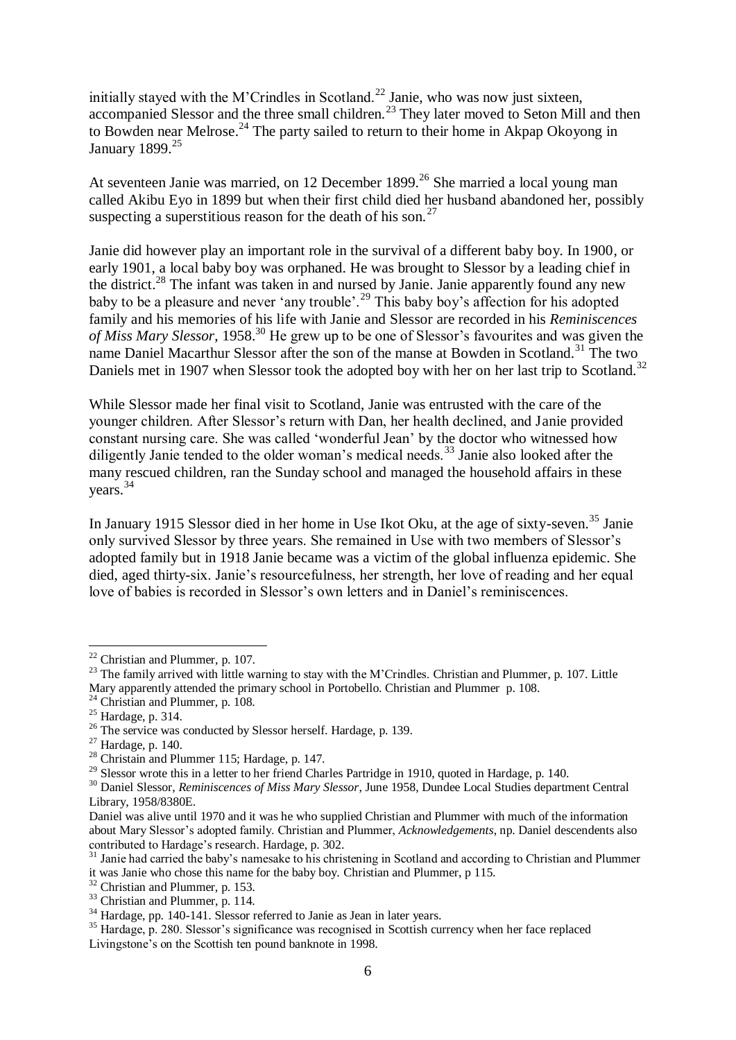initially stayed with the M'Crindles in Scotland.[22] Janie, who was now just sixteen, accompanied Slessor and the three small children.[23] They later moved to Seton Mill and then to Bowden near Melrose.[24] The party sailed to return to their home in Akpap Okoyong in January 1899.[25]

At seventeen Janie was married, on 12 December 1899.[26] She married a local young man called Akibu Eyo in 1899 but when their first child died her husband abandoned her, possibly suspecting a superstitious reason for the death of his son.[27]

Janie did however play an important role in the survival of a different baby boy. In 1900, or early 1901, a local baby boy was orphaned. He was brought to Slessor by a leading chief in the district.[28] The infant was taken in and nursed by Janie. Janie apparently found any new baby to be a pleasure and never 'any trouble'.[29] This baby boy's affection for his adopted family and his memories of his life with Janie and Slessor are recorded in his *Reminiscences of Miss Mary Slessor*, 1958.[30] He grew up to be one of Slessor's favourites and was given the name Daniel Macarthur Slessor after the son of the manse at Bowden in Scotland.[31] The two Daniels met in 1907 when Slessor took the adopted boy with her on her last trip to Scotland.[32]

While Slessor made her final visit to Scotland, Janie was entrusted with the care of the younger children. After Slessor's return with Dan, her health declined, and Janie provided constant nursing care. She was called 'wonderful Jean' by the doctor who witnessed how diligently Janie tended to the older woman's medical needs.[33] Janie also looked after the many rescued children, ran the Sunday school and managed the household affairs in these years.[34]

In January 1915 Slessor died in her home in Use Ikot Oku, at the age of sixty-seven.[35] Janie only survived Slessor by three years. She remained in Use with two members of Slessor's adopted family but in 1918 Janie became was a victim of the global influenza epidemic. She died, aged thirty-six. Janie's resourcefulness, her strength, her love of reading and her equal love of babies is recorded in Slessor's own letters and in Daniel's reminiscences.

---

[22] Christian and Plummer, p. 107.

[23] The family arrived with little warning to stay with the M'Crindles. Christian and Plummer, p. 107. Little Mary apparently attended the primary school in Portobello. Christian and Plummer p. 108.

[24] Christian and Plummer, p. 108.

[25] Hardage, p. 314.

[26] The service was conducted by Slessor herself. Hardage, p. 139.

[27] Hardage, p. 140.

[28] Christain and Plummer 115; Hardage, p. 147.

[29] Slessor wrote this in a letter to her friend Charles Partridge in 1910, quoted in Hardage, p. 140.

[30] Daniel Slessor, *Reminiscences of Miss Mary Slessor*, June 1958, Dundee Local Studies department Central Library, 1958/8380E.

Daniel was alive until 1970 and it was he who supplied Christian and Plummer with much of the information about Mary Slessor's adopted family. Christian and Plummer, *Acknowledgements*, np. Daniel descendents also contributed to Hardage's research. Hardage, p. 302.

[31] Janie had carried the baby's namesake to his christening in Scotland and according to Christian and Plummer it was Janie who chose this name for the baby boy. Christian and Plummer, p 115.

[32] Christian and Plummer, p. 153.

[33] Christian and Plummer, p. 114.

[34] Hardage, pp. 140-141. Slessor referred to Janie as Jean in later years.

[35] Hardage, p. 280. Slessor's significance was recognised in Scottish currency when her face replaced Livingstone's on the Scottish ten pound banknote in 1998.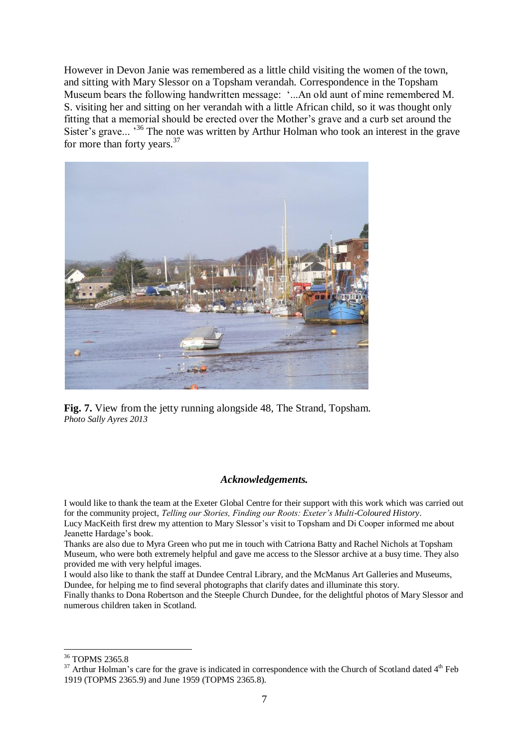However in Devon Janie was remembered as a little child visiting the women of the town, and sitting with Mary Slessor on a Topsham verandah. Correspondence in the Topsham Museum bears the following handwritten message: '...An old aunt of mine remembered M. S. visiting her and sitting on her verandah with a little African child, so it was thought only fitting that a memorial should be erected over the Mother's grave and a curb set around the Sister's grave... '[36] The note was written by Arthur Holman who took an interest in the grave for more than forty years.[37]

**Fig. 7.** View from the jetty running alongside 48, The Strand, Topsham.
*Photo Sally Ayres 2013*

### *Acknowledgements.*

I would like to thank the team at the Exeter Global Centre for their support with this work which was carried out for the community project, *Telling our Stories, Finding our Roots: Exeter's Multi-Coloured History*.
Lucy MacKeith first drew my attention to Mary Slessor's visit to Topsham and Di Cooper informed me about Jeanette Hardage's book.
Thanks are also due to Myra Green who put me in touch with Catriona Batty and Rachel Nichols at Topsham Museum, who were both extremely helpful and gave me access to the Slessor archive at a busy time. They also provided me with very helpful images.
I would also like to thank the staff at Dundee Central Library, and the McManus Art Galleries and Museums, Dundee, for helping me to find several photographs that clarify dates and illuminate this story.
Finally thanks to Dona Robertson and the Steeple Church Dundee, for the delightful photos of Mary Slessor and numerous children taken in Scotland.

---

[36] TOPMS 2365.8

[37] Arthur Holman's care for the grave is indicated in correspondence with the Church of Scotland dated 4th Feb 1919 (TOPMS 2365.9) and June 1959 (TOPMS 2365.8).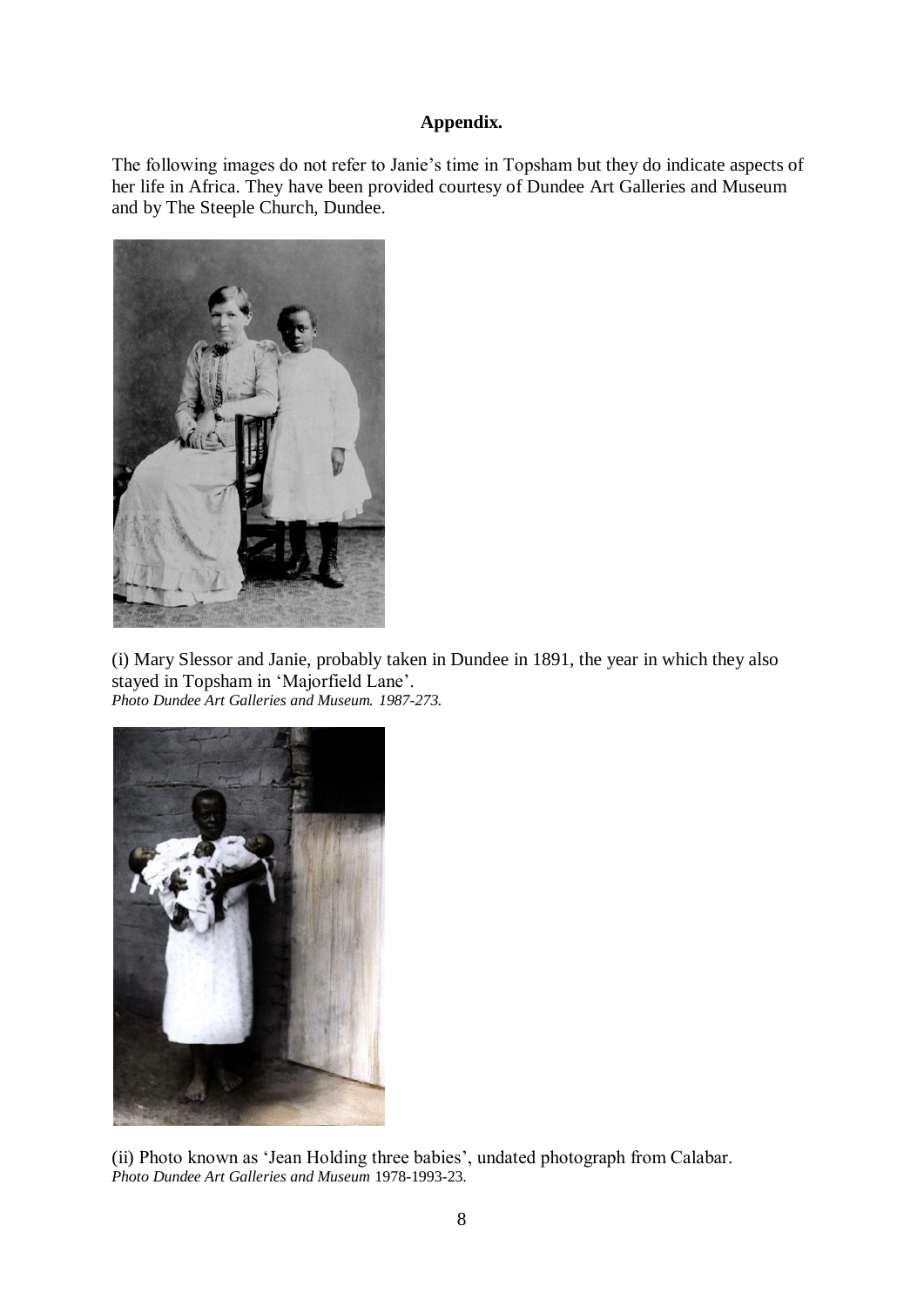**Appendix.**

The following images do not refer to Janie's time in Topsham but they do indicate aspects of her life in Africa. They have been provided courtesy of Dundee Art Galleries and Museum and by The Steeple Church, Dundee.

(i) Mary Slessor and Janie, probably taken in Dundee in 1891, the year in which they also stayed in Topsham in 'Majorfield Lane'.
*Photo Dundee Art Galleries and Museum. 1987-273.*

(ii) Photo known as 'Jean Holding three babies', undated photograph from Calabar.
*Photo Dundee Art Galleries and Museum* 1978-1993-23.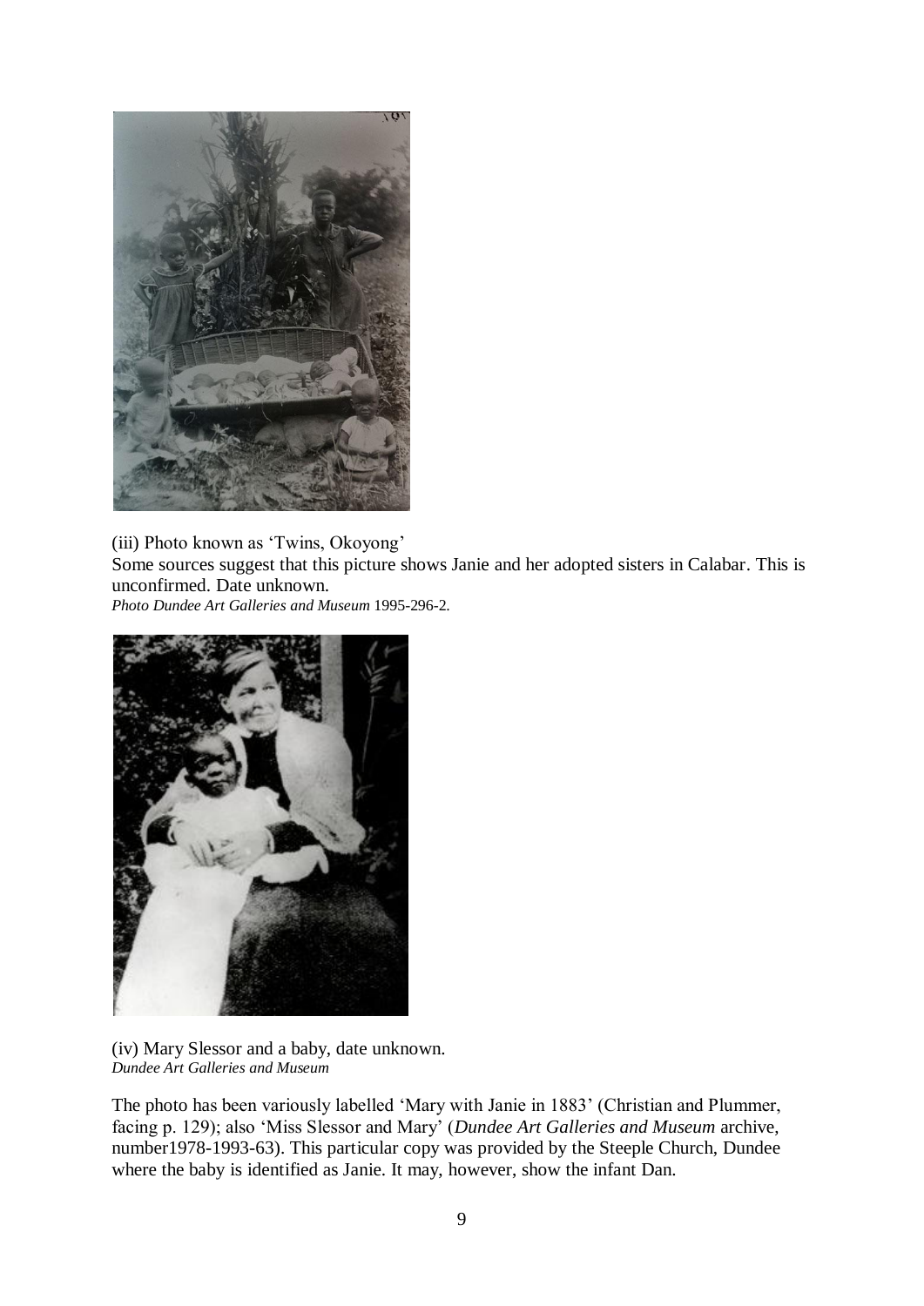(iii) Photo known as 'Twins, Okoyong'

Some sources suggest that this picture shows Janie and her adopted sisters in Calabar. This is unconfirmed. Date unknown.

*Photo Dundee Art Galleries and Museum* 1995-296-2.

(iv) Mary Slessor and a baby, date unknown.

*Dundee Art Galleries and Museum*

The photo has been variously labelled 'Mary with Janie in 1883' (Christian and Plummer, facing p. 129); also 'Miss Slessor and Mary' (*Dundee Art Galleries and Museum* archive, number1978-1993-63). This particular copy was provided by the Steeple Church, Dundee where the baby is identified as Janie. It may, however, show the infant Dan.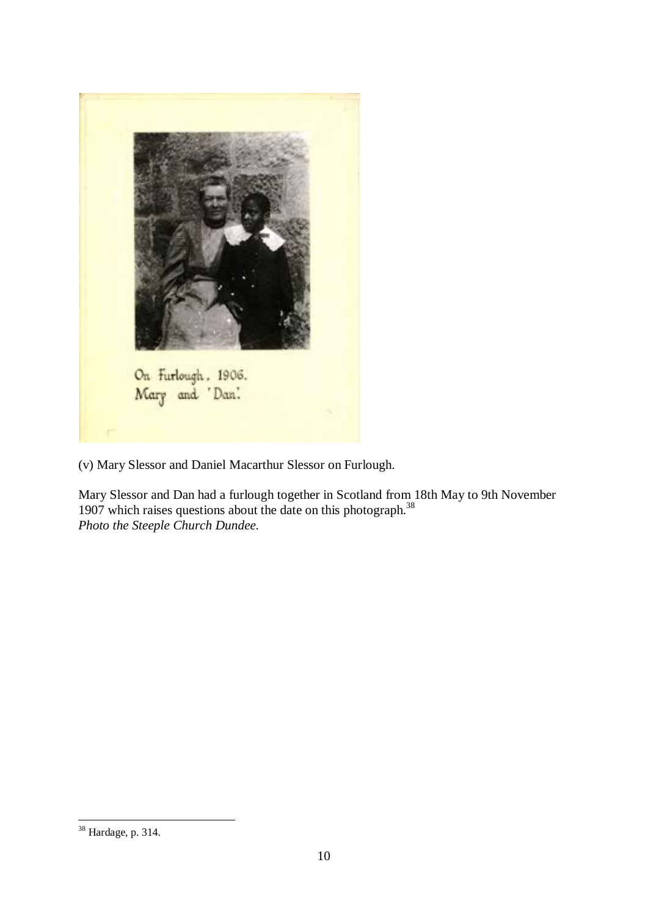On Furlough, 1906.
Mary and 'Dan'.

(v) Mary Slessor and Daniel Macarthur Slessor on Furlough.

Mary Slessor and Dan had a furlough together in Scotland from 18th May to 9th November 1907 which raises questions about the date on this photograph.[38]
*Photo the Steeple Church Dundee.*

[38] Hardage, p. 314.